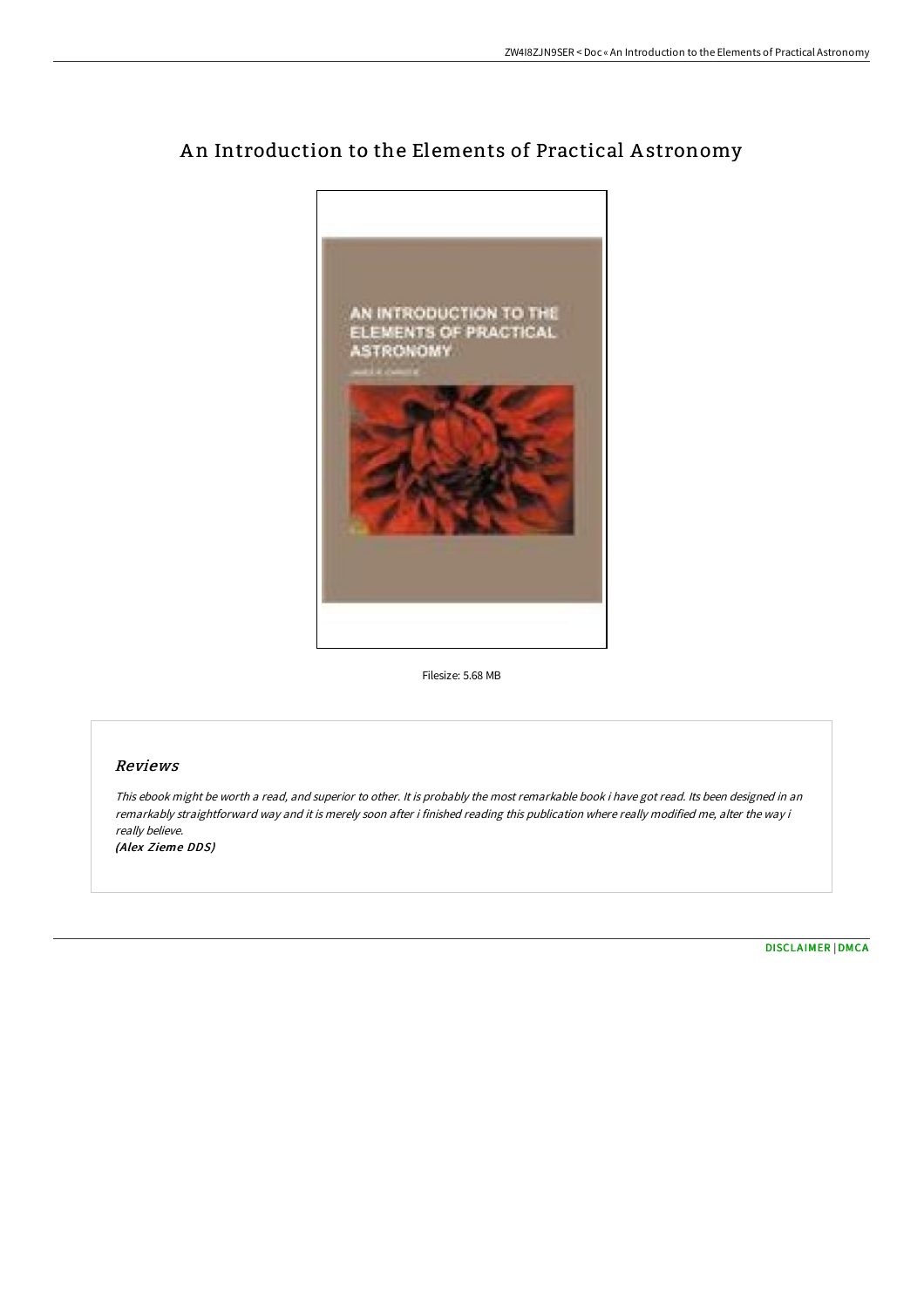# An Introduction to the Elements of Practical Astronomy

Filesize: 5.68 MB

## *Reviews*

*This ebook might be worth a read, and superior to other. It is probably the most remarkable book i have got read. Its been designed in an remarkably straightforward way and it is merely soon after i finished reading this publication where really modified me, alter the way i really believe.*

*(Alex Zieme DDS)*

DISCLAIMER | DMCA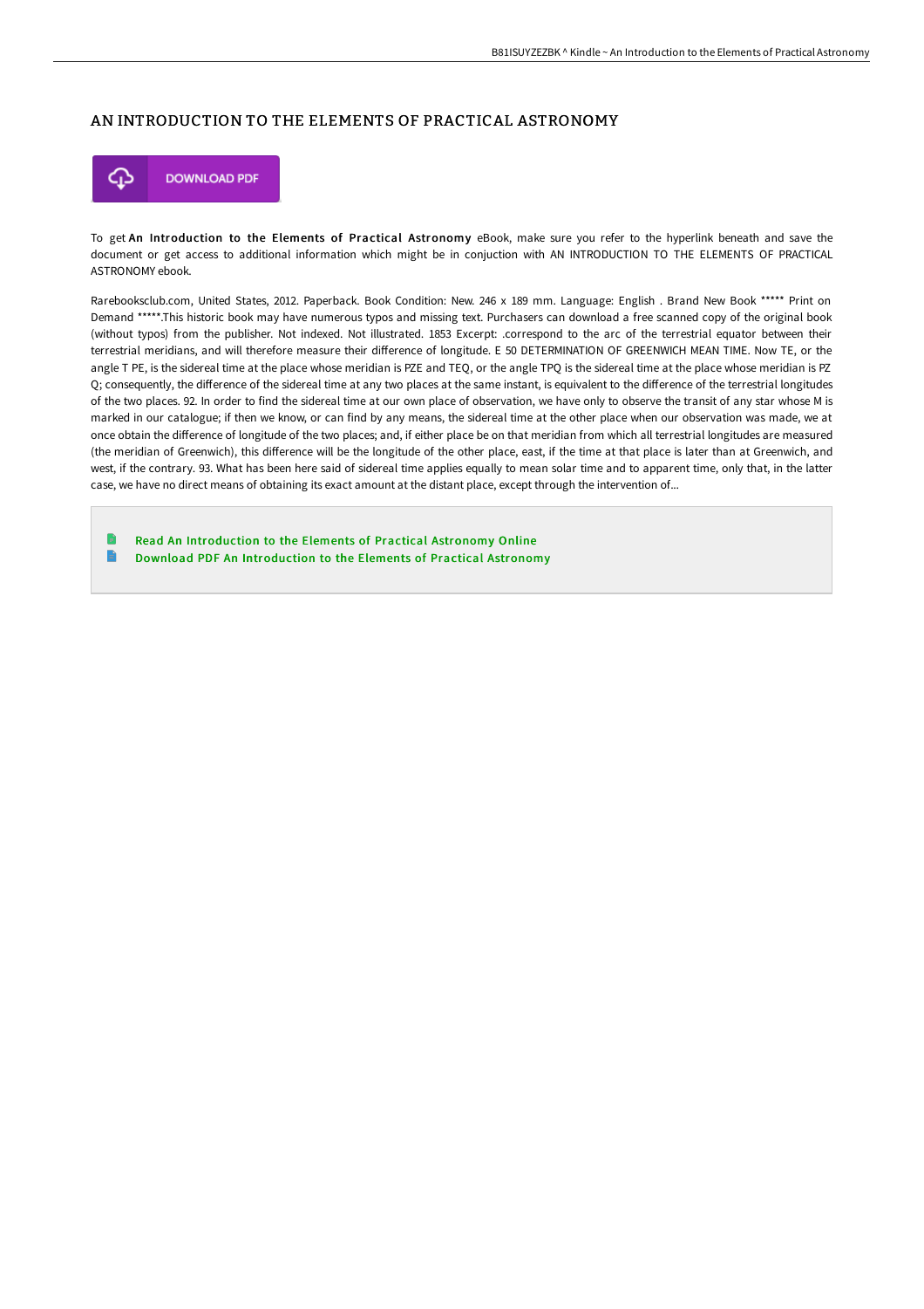# AN INTRODUCTION TO THE ELEMENTS OF PRACTICAL ASTRONOMY

DOWNLOAD PDF

To get **An Introduction to the Elements of Practical Astronomy** eBook, make sure you refer to the hyperlink beneath and save the document or get access to additional information which might be in conjuction with AN INTRODUCTION TO THE ELEMENTS OF PRACTICAL ASTRONOMY ebook.

Rarebooksclub.com, United States, 2012. Paperback. Book Condition: New. 246 x 189 mm. Language: English . Brand New Book ***** Print on Demand *****.This historic book may have numerous typos and missing text. Purchasers can download a free scanned copy of the original book (without typos) from the publisher. Not indexed. Not illustrated. 1853 Excerpt: .correspond to the arc of the terrestrial equator between their terrestrial meridians, and will therefore measure their difference of longitude. E 50 DETERMINATION OF GREENWICH MEAN TIME. Now TE, or the angle T PE, is the sidereal time at the place whose meridian is PZE and TEQ, or the angle TPQ is the sidereal time at the place whose meridian is PZ Q; consequently, the difference of the sidereal time at any two places at the same instant, is equivalent to the difference of the terrestrial longitudes of the two places. 92. In order to find the sidereal time at our own place of observation, we have only to observe the transit of any star whose M is marked in our catalogue; if then we know, or can find by any means, the sidereal time at the other place when our observation was made, we at once obtain the difference of longitude of the two places; and, if either place be on that meridian from which all terrestrial longitudes are measured (the meridian of Greenwich), this difference will be the longitude of the other place, east, if the time at that place is later than at Greenwich, and west, if the contrary. 93. What has been here said of sidereal time applies equally to mean solar time and to apparent time, only that, in the latter case, we have no direct means of obtaining its exact amount at the distant place, except through the intervention of...

- Read An Introduction to the Elements of Practical Astronomy Online
- Download PDF An Introduction to the Elements of Practical Astronomy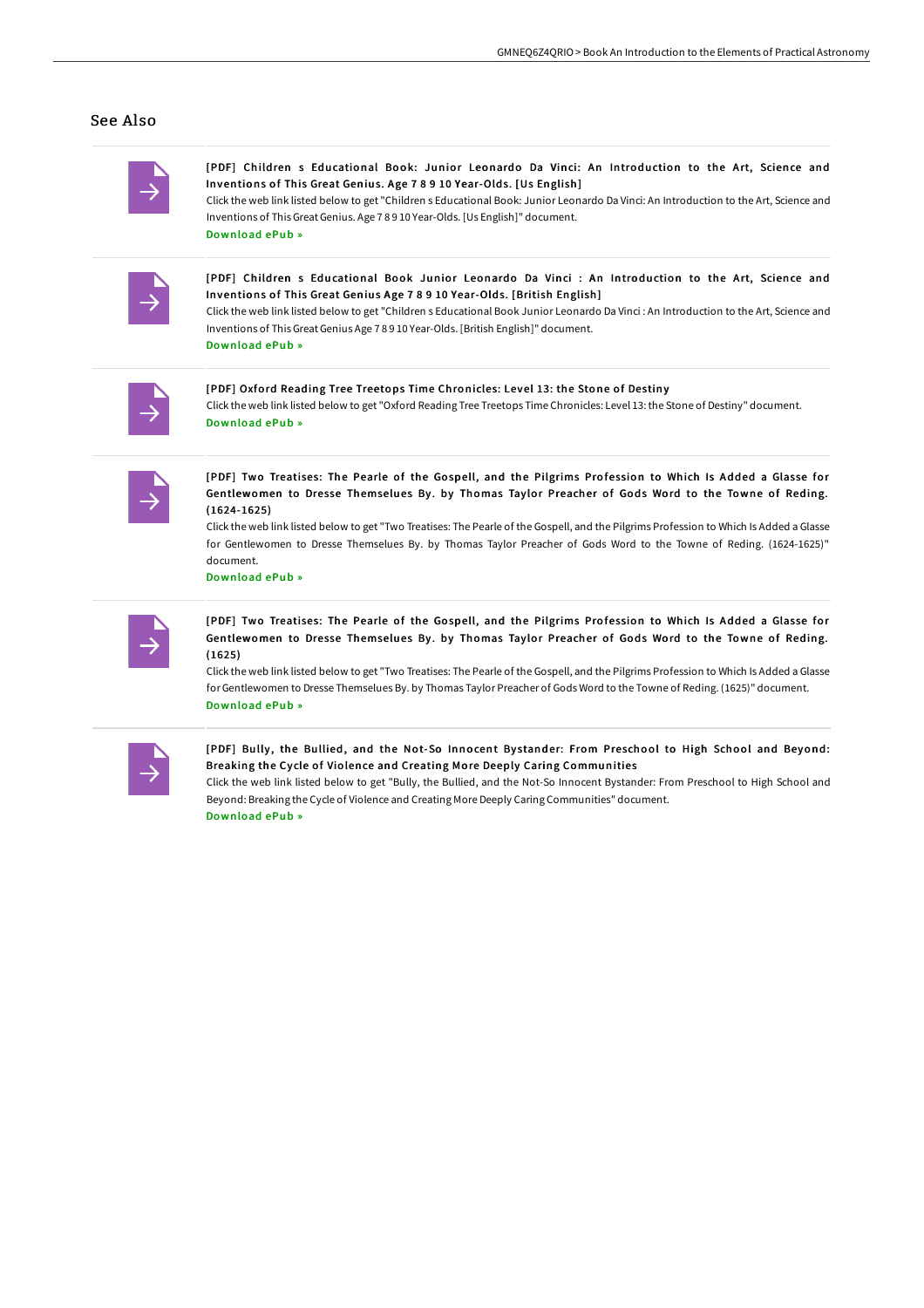## See Also

[PDF] Children s Educational Book: Junior Leonardo Da Vinci: An Introduction to the Art, Science and Inventions of This Great Genius. Age 7 8 9 10 Year-Olds. [Us English]

Click the web link listed below to get "Children s Educational Book: Junior Leonardo Da Vinci: An Introduction to the Art, Science and Inventions of This Great Genius. Age 7 8 9 10 Year-Olds. [Us English]" document.

Download ePub »

[PDF] Children s Educational Book Junior Leonardo Da Vinci : An Introduction to the Art, Science and Inventions of This Great Genius Age 7 8 9 10 Year-Olds. [British English]

Click the web link listed below to get "Children s Educational Book Junior Leonardo Da Vinci : An Introduction to the Art, Science and Inventions of This Great Genius Age 7 8 9 10 Year-Olds. [British English]" document.

Download ePub »

[PDF] Oxford Reading Tree Treetops Time Chronicles: Level 13: the Stone of Destiny

Click the web link listed below to get "Oxford Reading Tree Treetops Time Chronicles: Level 13: the Stone of Destiny" document.

Download ePub »

[PDF] Two Treatises: The Pearle of the Gospell, and the Pilgrims Profession to Which Is Added a Glasse for Gentlewomen to Dresse Themselues By. by Thomas Taylor Preacher of Gods Word to the Towne of Reding. (1624-1625)

Click the web link listed below to get "Two Treatises: The Pearle of the Gospell, and the Pilgrims Profession to Which Is Added a Glasse for Gentlewomen to Dresse Themselues By. by Thomas Taylor Preacher of Gods Word to the Towne of Reding. (1624-1625)" document.

Download ePub »

[PDF] Two Treatises: The Pearle of the Gospell, and the Pilgrims Profession to Which Is Added a Glasse for Gentlewomen to Dresse Themselues By. by Thomas Taylor Preacher of Gods Word to the Towne of Reding. (1625)

Click the web link listed below to get "Two Treatises: The Pearle of the Gospell, and the Pilgrims Profession to Which Is Added a Glasse for Gentlewomen to Dresse Themselues By. by Thomas Taylor Preacher of Gods Word to the Towne of Reding. (1625)" document.

Download ePub »

[PDF] Bully, the Bullied, and the Not-So Innocent Bystander: From Preschool to High School and Beyond: Breaking the Cycle of Violence and Creating More Deeply Caring Communities

Click the web link listed below to get "Bully, the Bullied, and the Not-So Innocent Bystander: From Preschool to High School and Beyond: Breaking the Cycle of Violence and Creating More Deeply Caring Communities" document.

Download ePub »